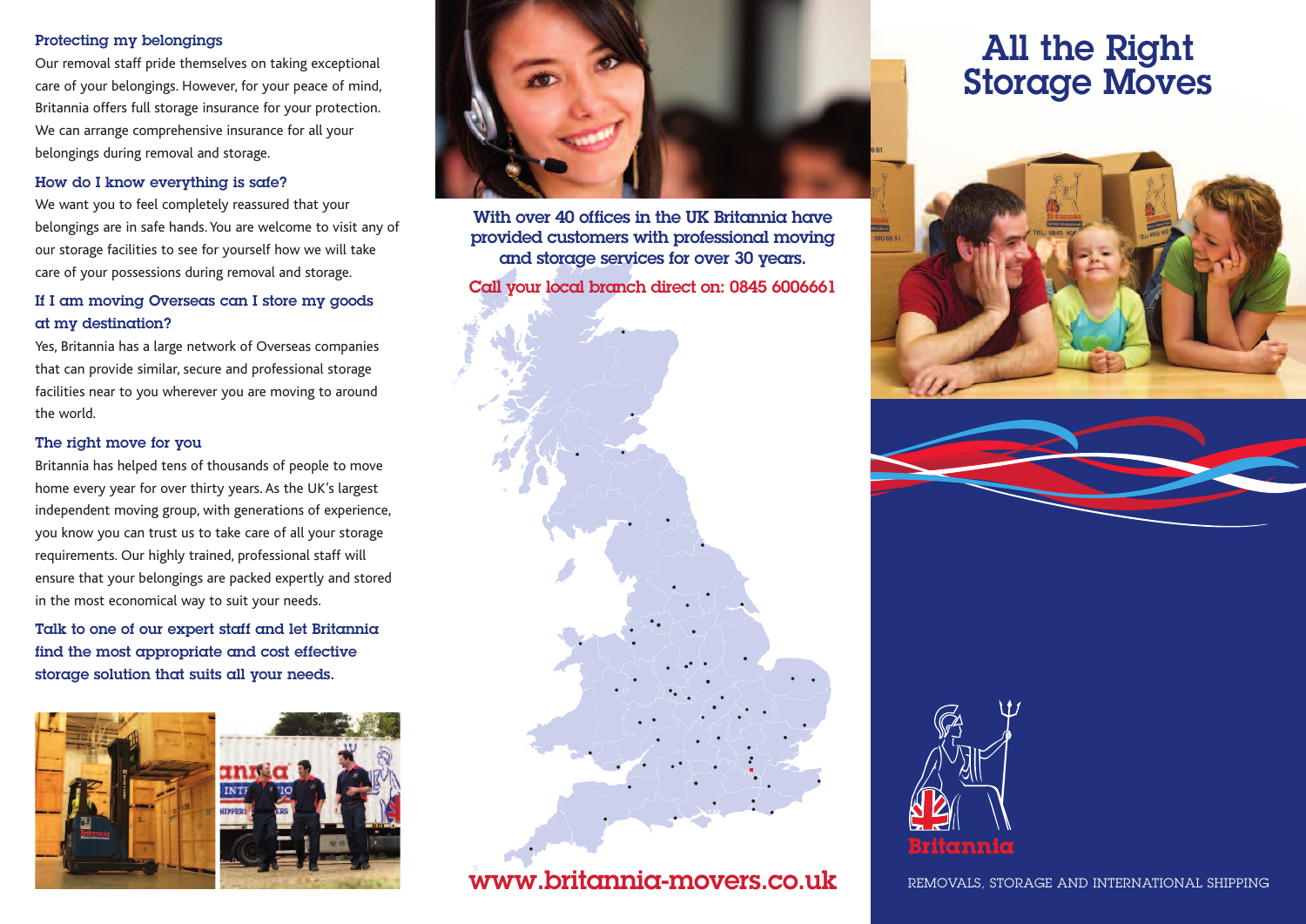## Protecting my belongings

Our removal staff pride themselves on taking exceptional care of your belongings. However, for your peace of mind, Britannia offers full storage insurance for your protection. We can arrange comprehensive insurance for all your belongings during removal and storage.

## How do I know everything is safe?

We want you to feel completely reassured that your belongings are in safe hands. You are welcome to visit any of our storage facilities to see for yourself how we will take care of your possessions during removal and storage.

## If I am moving Overseas can I store my goods at my destination?

Yes, Britannia has a large network of Overseas companies that can provide similar, secure and professional storage facilities near to you wherever you are moving to around the world.

## The right move for you

Britannia has helped tens of thousands of people to move home every year for over thirty years. As the UK's largest independent moving group, with generations of experience, you know you can trust us to take care of all your storage requirements. Our highly trained, professional staff will ensure that your belongings are packed expertly and stored in the most economical way to suit your needs.

**Talk to one of our expert staff and let Britannia find the most appropriate and cost effective storage solution that suits all your needs.**

**With over 40 offices in the UK Britannia have provided customers with professional moving and storage services for over 30 years.**

**Call your local branch direct on: 0845 6006661**

**www.britannia-movers.co.uk**

# All the Right Storage Moves

Britannia

REMOVALS, STORAGE AND INTERNATIONAL SHIPPING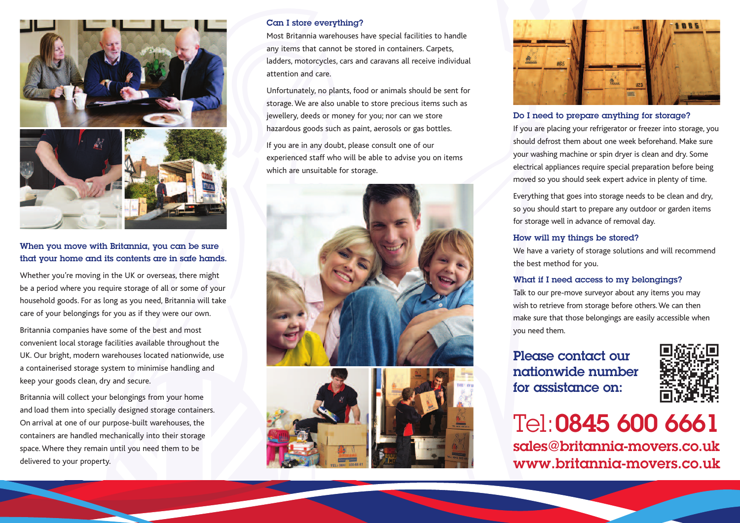## When you move with Britannia, you can be sure that your home and its contents are in safe hands.

Whether you're moving in the UK or overseas, there might be a period where you require storage of all or some of your household goods. For as long as you need, Britannia will take care of your belongings for you as if they were our own.

Britannia companies have some of the best and most convenient local storage facilities available throughout the UK. Our bright, modern warehouses located nationwide, use a containerised storage system to minimise handling and keep your goods clean, dry and secure.

Britannia will collect your belongings from your home and load them into specially designed storage containers. On arrival at one of our purpose-built warehouses, the containers are handled mechanically into their storage space. Where they remain until you need them to be delivered to your property.

### Can I store everything?

Most Britannia warehouses have special facilities to handle any items that cannot be stored in containers. Carpets, ladders, motorcycles, cars and caravans all receive individual attention and care.

Unfortunately, no plants, food or animals should be sent for storage. We are also unable to store precious items such as jewellery, deeds or money for you; nor can we store hazardous goods such as paint, aerosols or gas bottles.

If you are in any doubt, please consult one of our experienced staff who will be able to advise you on items which are unsuitable for storage.

### Do I need to prepare anything for storage?

If you are placing your refrigerator or freezer into storage, you should defrost them about one week beforehand. Make sure your washing machine or spin dryer is clean and dry. Some electrical appliances require special preparation before being moved so you should seek expert advice in plenty of time.

Everything that goes into storage needs to be clean and dry, so you should start to prepare any outdoor or garden items for storage well in advance of removal day.

### How will my things be stored?

We have a variety of storage solutions and will recommend the best method for you.

### What if I need access to my belongings?

Talk to our pre-move surveyor about any items you may wish to retrieve from storage before others. We can then make sure that those belongings are easily accessible when you need them.

## Please contact our nationwide number for assistance on:

**Tel: 0845 600 6661**

**sales@britannia-movers.co.uk**

**www.britannia-movers.co.uk**